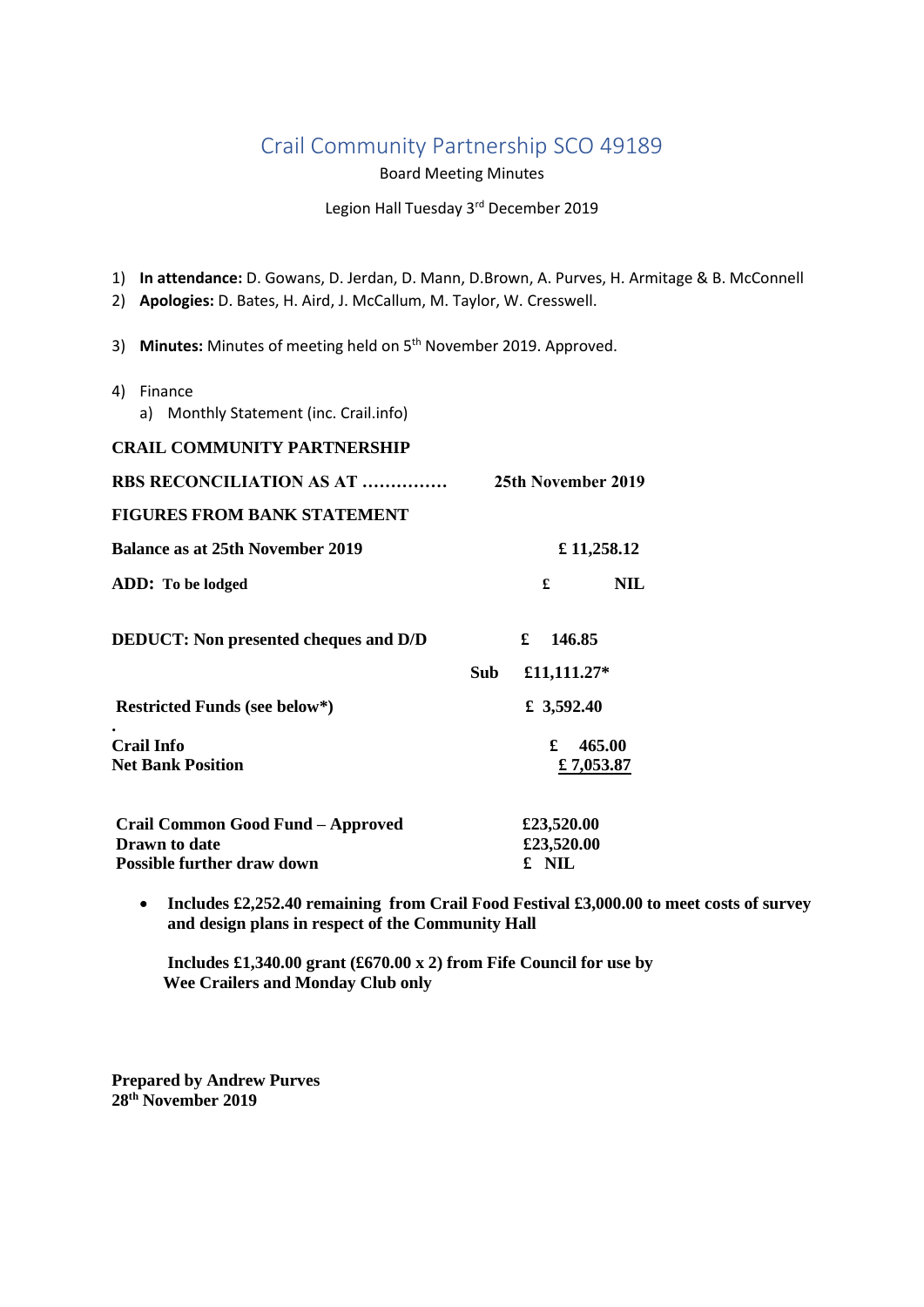# Crail Community Partnership SCO 49189

Board Meeting Minutes

Legion Hall Tuesday 3rd December 2019

1) **In attendance:** D. Gowans, D. Jerdan, D. Mann, D.Brown, A. Purves, H. Armitage & B. McConnell
2) **Apologies:** D. Bates, H. Aird, J. McCallum, M. Taylor, W. Cresswell.
3) **Minutes:** Minutes of meeting held on 5th November 2019. Approved.
4) Finance
   a) Monthly Statement (inc. Crail.info)

**CRAIL COMMUNITY PARTNERSHIP**

| | | |
|---|---|---|
| **RBS RECONCILIATION AS AT ……………** | | **25th November 2019** |
| **FIGURES FROM BANK STATEMENT** | | |
| **Balance as at 25th November 2019** | | **£ 11,258.12** |
| **ADD: To be lodged** | | **£ NIL** |
| **DEDUCT: Non presented cheques and D/D** | | **£ 146.85** |
| | **Sub** | **£11,111.27*** |
| **Restricted Funds (see below*)** | | **£ 3,592.40** |
| **Crail Info** | | **£ 465.00** |
| **Net Bank Position** | | **£ 7,053.87** |
| | | |
| **Crail Common Good Fund – Approved** | | **£23,520.00** |
| **Drawn to date** | | **£23,520.00** |
| **Possible further draw down** | | **£ NIL** |

- **Includes £2,252.40 remaining from Crail Food Festival £3,000.00 to meet costs of survey and design plans in respect of the Community Hall**

  **Includes £1,340.00 grant (£670.00 x 2) from Fife Council for use by Wee Crailers and Monday Club only**

**Prepared by Andrew Purves**
**28th November 2019**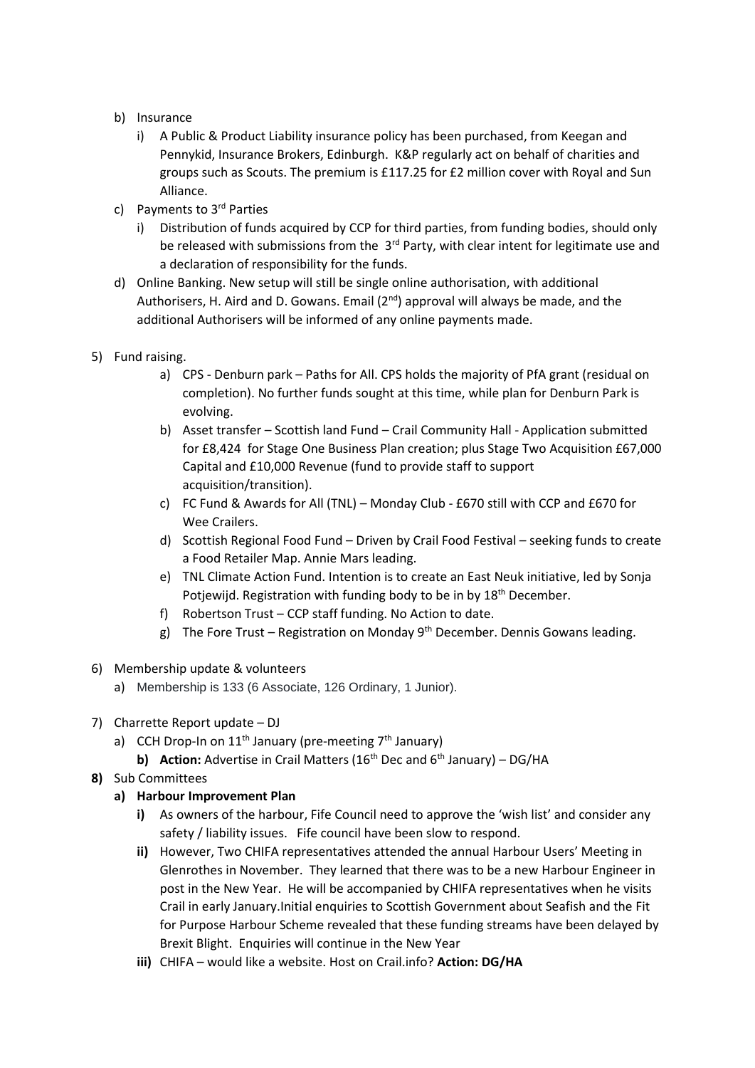b) Insurance
   i) A Public & Product Liability insurance policy has been purchased, from Keegan and Pennykid, Insurance Brokers, Edinburgh. K&P regularly act on behalf of charities and groups such as Scouts. The premium is £117.25 for £2 million cover with Royal and Sun Alliance.

c) Payments to 3rd Parties
   i) Distribution of funds acquired by CCP for third parties, from funding bodies, should only be released with submissions from the 3rd Party, with clear intent for legitimate use and a declaration of responsibility for the funds.

d) Online Banking. New setup will still be single online authorisation, with additional Authorisers, H. Aird and D. Gowans. Email (2nd) approval will always be made, and the additional Authorisers will be informed of any online payments made.

5) Fund raising.
   a) CPS - Denburn park – Paths for All. CPS holds the majority of PfA grant (residual on completion). No further funds sought at this time, while plan for Denburn Park is evolving.
   b) Asset transfer – Scottish land Fund – Crail Community Hall - Application submitted for £8,424 for Stage One Business Plan creation; plus Stage Two Acquisition £67,000 Capital and £10,000 Revenue (fund to provide staff to support acquisition/transition).
   c) FC Fund & Awards for All (TNL) – Monday Club - £670 still with CCP and £670 for Wee Crailers.
   d) Scottish Regional Food Fund – Driven by Crail Food Festival – seeking funds to create a Food Retailer Map. Annie Mars leading.
   e) TNL Climate Action Fund. Intention is to create an East Neuk initiative, led by Sonja Potjewijd. Registration with funding body to be in by 18th December.
   f) Robertson Trust – CCP staff funding. No Action to date.
   g) The Fore Trust – Registration on Monday 9th December. Dennis Gowans leading.

6) Membership update & volunteers
   a) Membership is 133 (6 Associate, 126 Ordinary, 1 Junior).

7) Charrette Report update – DJ
   a) CCH Drop-In on 11th January (pre-meeting 7th January)
      **b) Action:** Advertise in Crail Matters (16th Dec and 6th January) – DG/HA

**8)** Sub Committees
   **a) Harbour Improvement Plan**
      **i)** As owners of the harbour, Fife Council need to approve the 'wish list' and consider any safety / liability issues. Fife council have been slow to respond.
      **ii)** However, Two CHIFA representatives attended the annual Harbour Users' Meeting in Glenrothes in November. They learned that there was to be a new Harbour Engineer in post in the New Year. He will be accompanied by CHIFA representatives when he visits Crail in early January.Initial enquiries to Scottish Government about Seafish and the Fit for Purpose Harbour Scheme revealed that these funding streams have been delayed by Brexit Blight. Enquiries will continue in the New Year
      **iii)** CHIFA – would like a website. Host on Crail.info? **Action: DG/HA**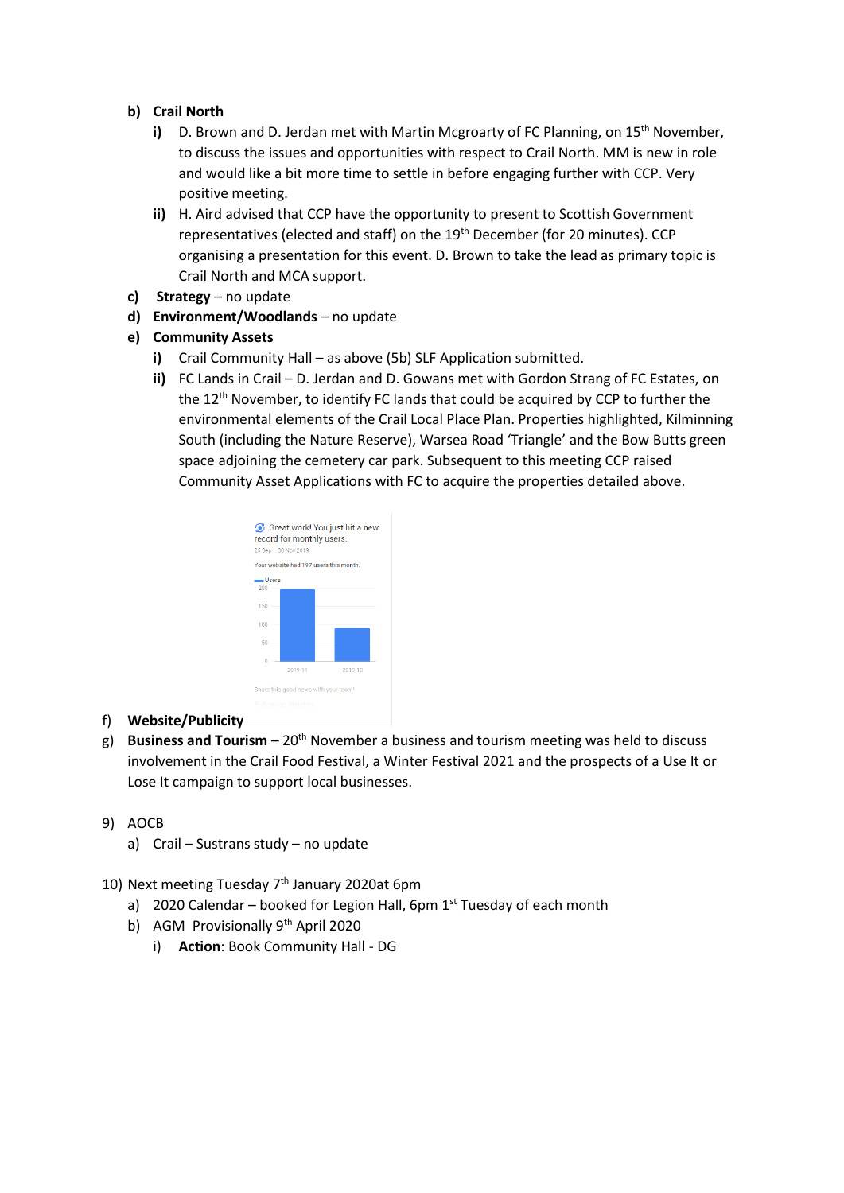b) **Crail North**
   i) D. Brown and D. Jerdan met with Martin Mcgroarty of FC Planning, on 15th November, to discuss the issues and opportunities with respect to Crail North. MM is new in role and would like a bit more time to settle in before engaging further with CCP. Very positive meeting.
   ii) H. Aird advised that CCP have the opportunity to present to Scottish Government representatives (elected and staff) on the 19th December (for 20 minutes). CCP organising a presentation for this event. D. Brown to take the lead as primary topic is Crail North and MCA support.

c) **Strategy** – no update

d) **Environment/Woodlands** – no update

e) **Community Assets**
   i) Crail Community Hall – as above (5b) SLF Application submitted.
   ii) FC Lands in Crail – D. Jerdan and D. Gowans met with Gordon Strang of FC Estates, on the 12th November, to identify FC lands that could be acquired by CCP to further the environmental elements of the Crail Local Place Plan. Properties highlighted, Kilminning South (including the Nature Reserve), Warsea Road 'Triangle' and the Bow Butts green space adjoining the cemetery car park. Subsequent to this meeting CCP raised Community Asset Applications with FC to acquire the properties detailed above.

Great work! You just hit a new record for monthly users.
25 Sep – 30 Nov 2019
Your website had 197 users this month.
Users
200
150
100
50
0
2019-11
2019-10
Share this good news with your team!

f) **Website/Publicity**

g) **Business and Tourism** – 20th November a business and tourism meeting was held to discuss involvement in the Crail Food Festival, a Winter Festival 2021 and the prospects of a Use It or Lose It campaign to support local businesses.

9) AOCB
   a) Crail – Sustrans study – no update

10) Next meeting Tuesday 7th January 2020at 6pm
   a) 2020 Calendar – booked for Legion Hall, 6pm 1st Tuesday of each month
   b) AGM Provisionally 9th April 2020
      i) **Action**: Book Community Hall - DG